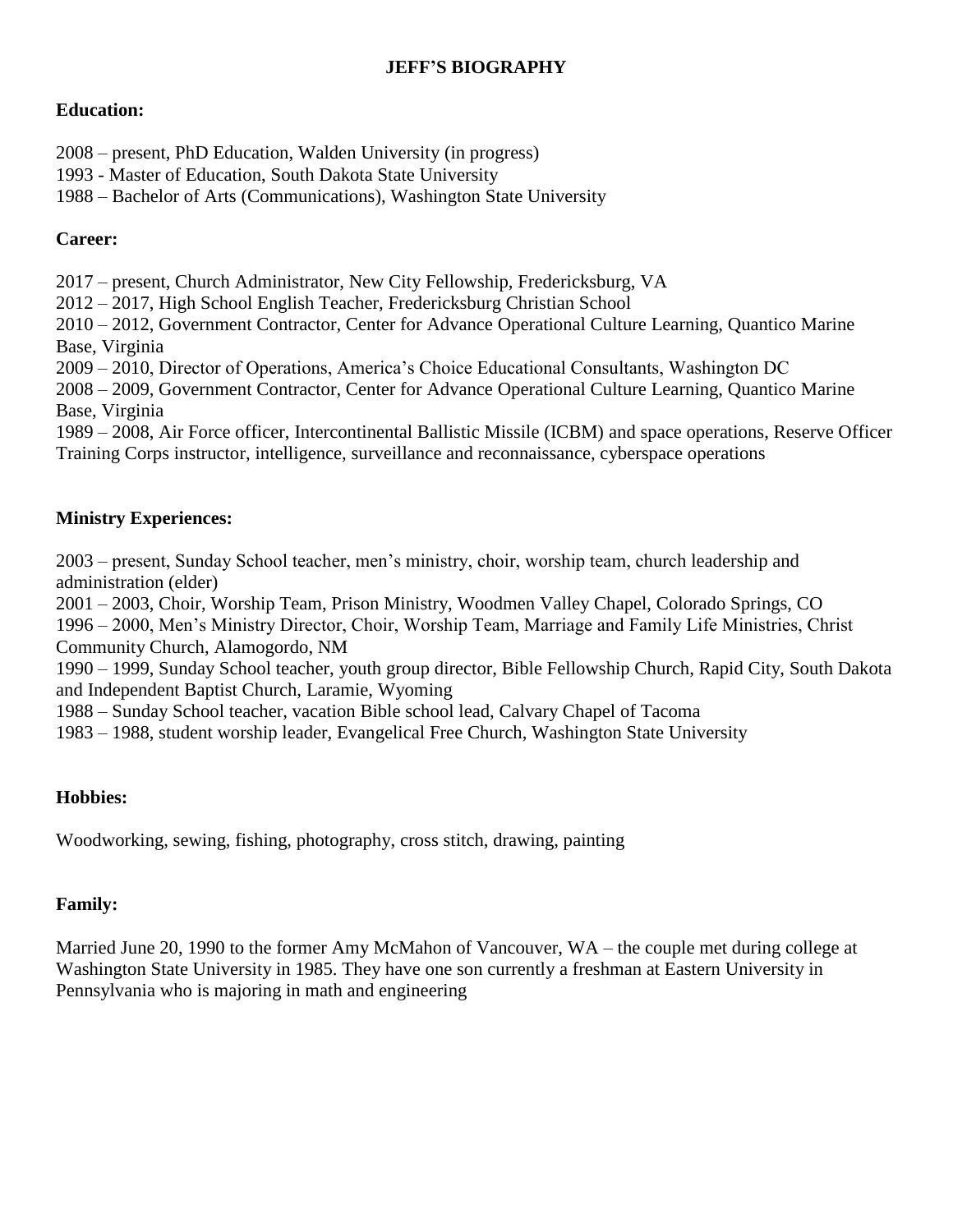# JEFF'S BIOGRAPHY

## Education:

2008 – present, PhD Education, Walden University (in progress)
1993 - Master of Education, South Dakota State University
1988 – Bachelor of Arts (Communications), Washington State University

## Career:

2017 – present, Church Administrator, New City Fellowship, Fredericksburg, VA
2012 – 2017, High School English Teacher, Fredericksburg Christian School
2010 – 2012, Government Contractor, Center for Advance Operational Culture Learning, Quantico Marine Base, Virginia
2009 – 2010, Director of Operations, America's Choice Educational Consultants, Washington DC
2008 – 2009, Government Contractor, Center for Advance Operational Culture Learning, Quantico Marine Base, Virginia
1989 – 2008, Air Force officer, Intercontinental Ballistic Missile (ICBM) and space operations, Reserve Officer Training Corps instructor, intelligence, surveillance and reconnaissance, cyberspace operations

## Ministry Experiences:

2003 – present, Sunday School teacher, men's ministry, choir, worship team, church leadership and administration (elder)
2001 – 2003, Choir, Worship Team, Prison Ministry, Woodmen Valley Chapel, Colorado Springs, CO
1996 – 2000, Men's Ministry Director, Choir, Worship Team, Marriage and Family Life Ministries, Christ Community Church, Alamogordo, NM
1990 – 1999, Sunday School teacher, youth group director, Bible Fellowship Church, Rapid City, South Dakota and Independent Baptist Church, Laramie, Wyoming
1988 – Sunday School teacher, vacation Bible school lead, Calvary Chapel of Tacoma
1983 – 1988, student worship leader, Evangelical Free Church, Washington State University

## Hobbies:

Woodworking, sewing, fishing, photography, cross stitch, drawing, painting

## Family:

Married June 20, 1990 to the former Amy McMahon of Vancouver, WA – the couple met during college at Washington State University in 1985. They have one son currently a freshman at Eastern University in Pennsylvania who is majoring in math and engineering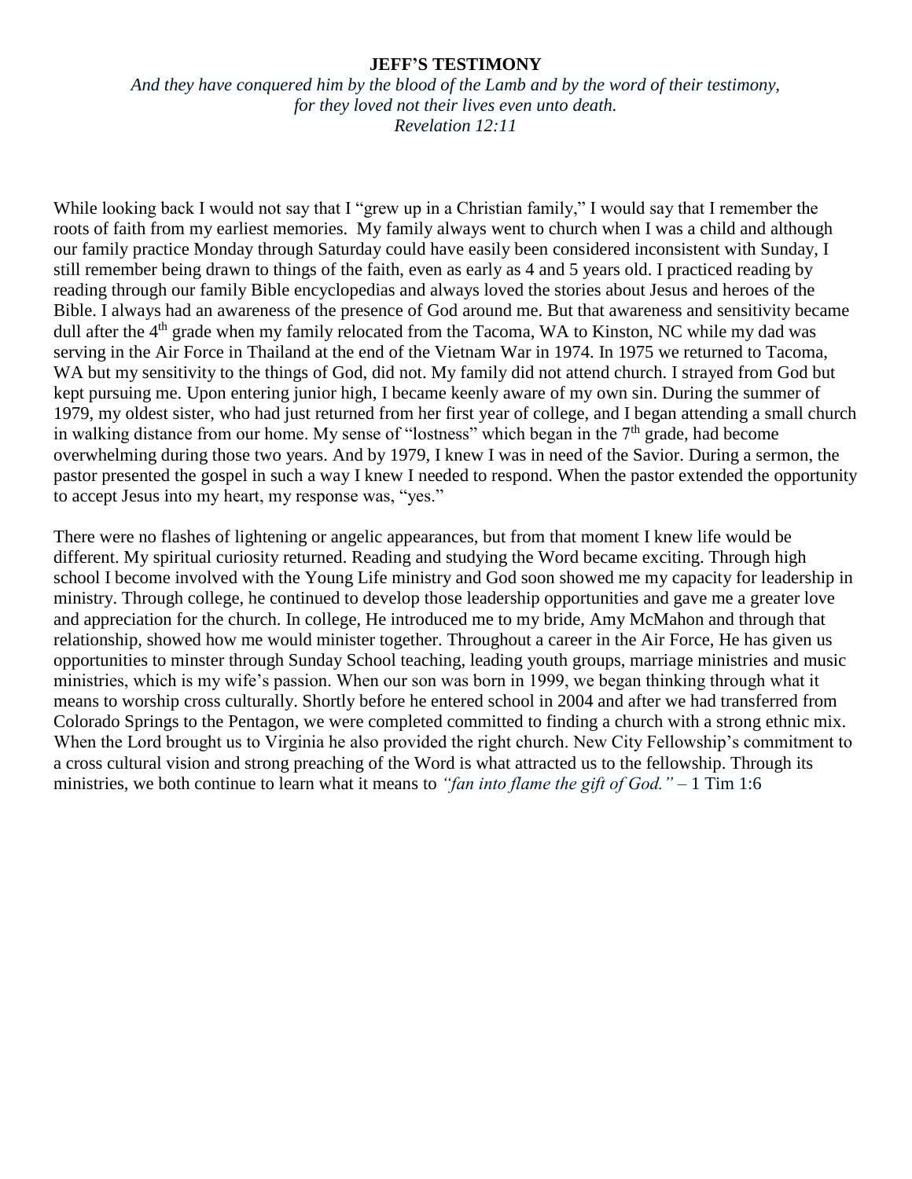**JEFF'S TESTIMONY**

*And they have conquered him by the blood of the Lamb and by the word of their testimony, for they loved not their lives even unto death.*
*Revelation 12:11*

While looking back I would not say that I "grew up in a Christian family," I would say that I remember the roots of faith from my earliest memories. My family always went to church when I was a child and although our family practice Monday through Saturday could have easily been considered inconsistent with Sunday, I still remember being drawn to things of the faith, even as early as 4 and 5 years old. I practiced reading by reading through our family Bible encyclopedias and always loved the stories about Jesus and heroes of the Bible. I always had an awareness of the presence of God around me. But that awareness and sensitivity became dull after the 4th grade when my family relocated from the Tacoma, WA to Kinston, NC while my dad was serving in the Air Force in Thailand at the end of the Vietnam War in 1974. In 1975 we returned to Tacoma, WA but my sensitivity to the things of God, did not. My family did not attend church. I strayed from God but kept pursuing me. Upon entering junior high, I became keenly aware of my own sin. During the summer of 1979, my oldest sister, who had just returned from her first year of college, and I began attending a small church in walking distance from our home. My sense of "lostness" which began in the 7th grade, had become overwhelming during those two years. And by 1979, I knew I was in need of the Savior. During a sermon, the pastor presented the gospel in such a way I knew I needed to respond. When the pastor extended the opportunity to accept Jesus into my heart, my response was, "yes."

There were no flashes of lightening or angelic appearances, but from that moment I knew life would be different. My spiritual curiosity returned. Reading and studying the Word became exciting. Through high school I become involved with the Young Life ministry and God soon showed me my capacity for leadership in ministry. Through college, he continued to develop those leadership opportunities and gave me a greater love and appreciation for the church. In college, He introduced me to my bride, Amy McMahon and through that relationship, showed how me would minister together. Throughout a career in the Air Force, He has given us opportunities to minster through Sunday School teaching, leading youth groups, marriage ministries and music ministries, which is my wife's passion. When our son was born in 1999, we began thinking through what it means to worship cross culturally. Shortly before he entered school in 2004 and after we had transferred from Colorado Springs to the Pentagon, we were completed committed to finding a church with a strong ethnic mix. When the Lord brought us to Virginia he also provided the right church. New City Fellowship's commitment to a cross cultural vision and strong preaching of the Word is what attracted us to the fellowship. Through its ministries, we both continue to learn what it means to *"fan into flame the gift of God."* – 1 Tim 1:6